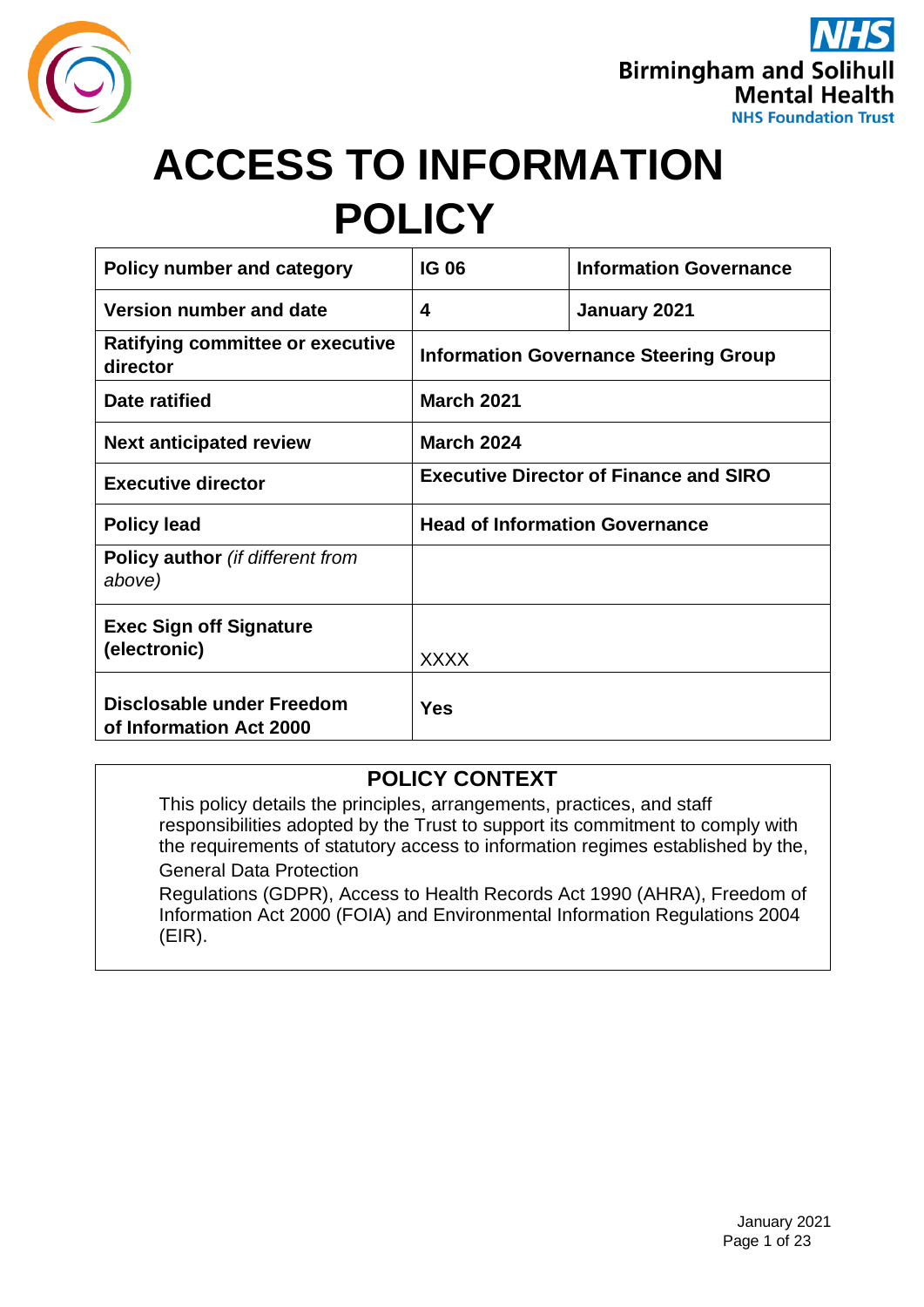# ACCESS TO INFORMATION POLICY

| Policy number and category | IG 06 | Information Governance |
|---|---|---|
| Version number and date | 4 | January 2021 |
| Ratifying committee or executive director | Information Governance Steering Group | |
| Date ratified | March 2021 | |
| Next anticipated review | March 2024 | |
| Executive director | Executive Director of Finance and SIRO | |
| Policy lead | Head of Information Governance | |
| Policy author *(if different from above)* | | |
| Exec Sign off Signature (electronic) | XXXX | |
| Disclosable under Freedom of Information Act 2000 | Yes | |

## POLICY CONTEXT

This policy details the principles, arrangements, practices, and staff responsibilities adopted by the Trust to support its commitment to comply with the requirements of statutory access to information regimes established by the, General Data Protection Regulations (GDPR), Access to Health Records Act 1990 (AHRA), Freedom of Information Act 2000 (FOIA) and Environmental Information Regulations 2004 (EIR).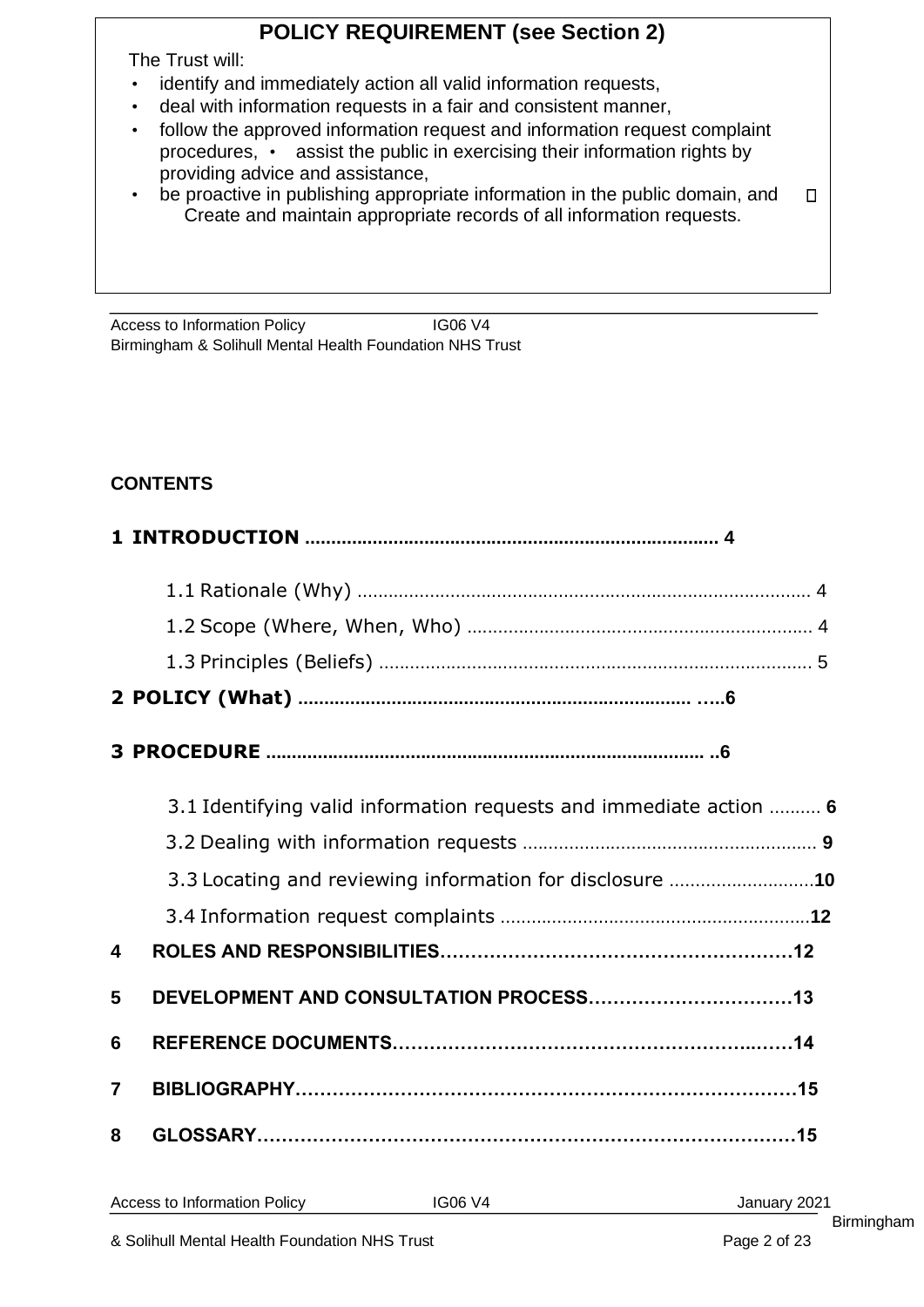## POLICY REQUIREMENT (see Section 2)

The Trust will:

- identify and immediately action all valid information requests,
- deal with information requests in a fair and consistent manner,
- follow the approved information request and information request complaint procedures,
- assist the public in exercising their information rights by providing advice and assistance,
- be proactive in publishing appropriate information in the public domain, and
- Create and maintain appropriate records of all information requests.

Access to Information Policy IG06 V4
Birmingham & Solihull Mental Health Foundation NHS Trust

**CONTENTS**

**1 INTRODUCTION ........................................................................ 4**

1.1 Rationale (Why) ........................................................................ 4

1.2 Scope (Where, When, Who) ........................................................ 4

1.3 Principles (Beliefs) ..................................................................... 5

**2 POLICY (What) ...................................................................... .....6**

**3 PROCEDURE ........................................................................... ..6**

3.1 Identifying valid information requests and immediate action .......... **6**

3.2 Dealing with information requests ........................................... **9**

3.3 Locating and reviewing information for disclosure ......................**10**

3.4 Information request complaints ...............................................**12**

**4 ROLES AND RESPONSIBILITIES...................................................12**

**5 DEVELOPMENT AND CONSULTATION PROCESS.............................13**

**6 REFERENCE DOCUMENTS...........................................................14**

**7 BIBLIOGRAPHY.........................................................................15**

**8 GLOSSARY...............................................................................15**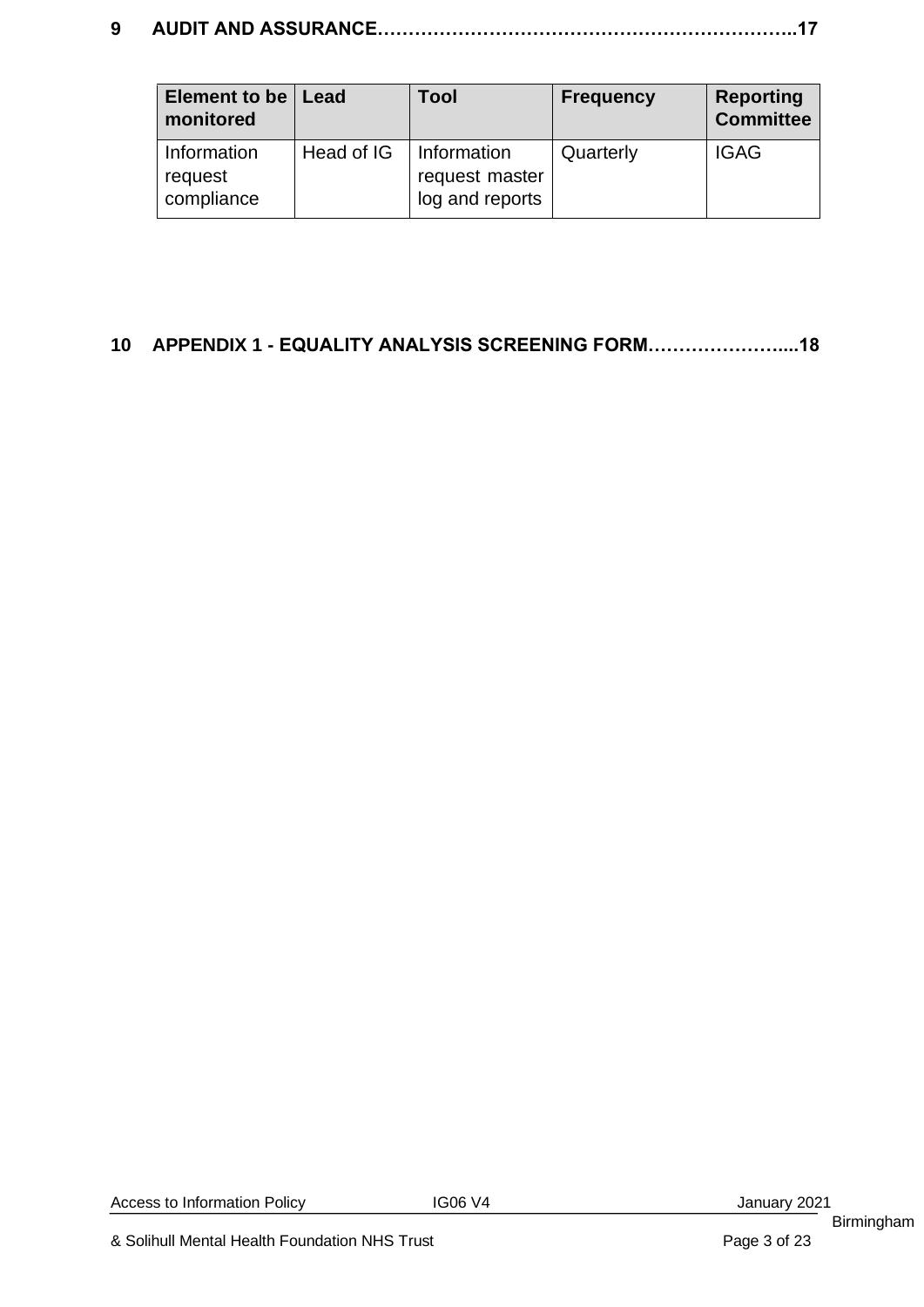**9 AUDIT AND ASSURANCE…………………………………………………………..17**

| Element to be monitored | Lead | Tool | Frequency | Reporting Committee |
|---|---|---|---|---|
| Information request compliance | Head of IG | Information request master log and reports | Quarterly | IGAG |

**10 APPENDIX 1 - EQUALITY ANALYSIS SCREENING FORM…………………....18**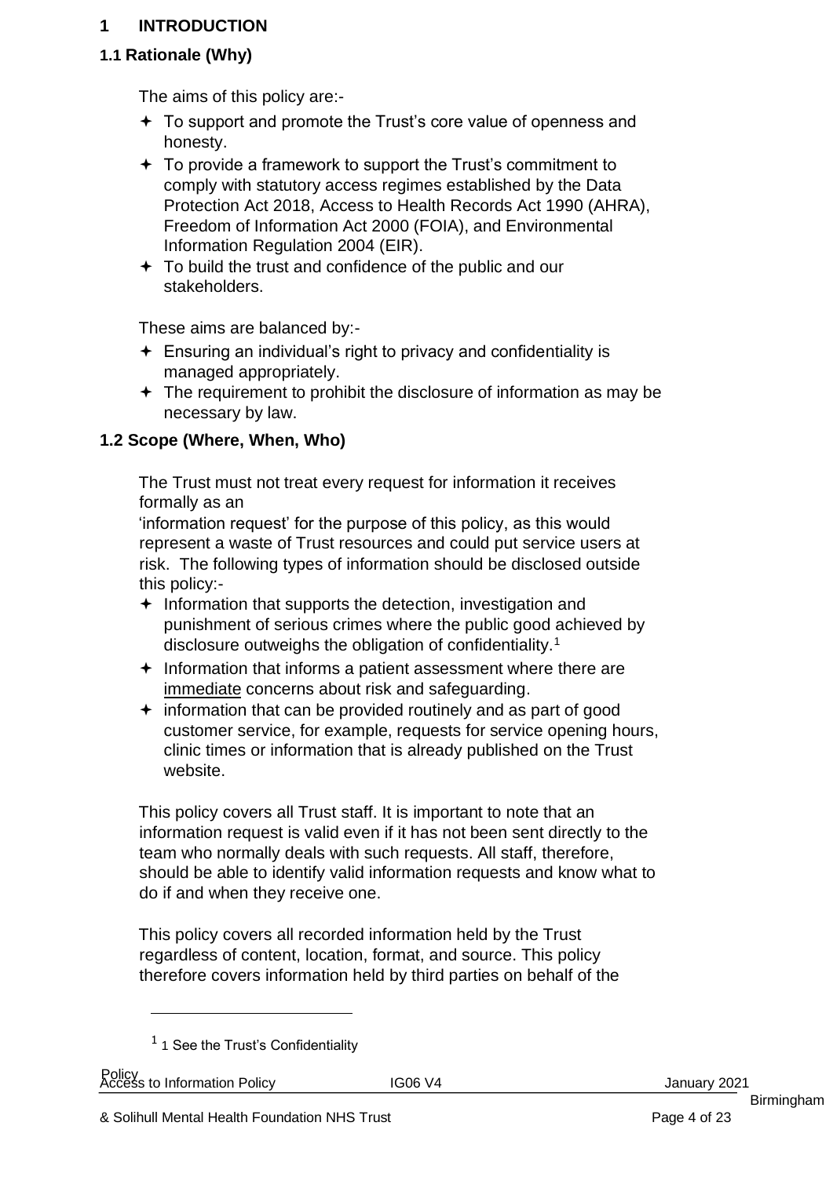# 1 INTRODUCTION

## 1.1 Rationale (Why)

The aims of this policy are:-

- To support and promote the Trust's core value of openness and honesty.
- To provide a framework to support the Trust's commitment to comply with statutory access regimes established by the Data Protection Act 2018, Access to Health Records Act 1990 (AHRA), Freedom of Information Act 2000 (FOIA), and Environmental Information Regulation 2004 (EIR).
- To build the trust and confidence of the public and our stakeholders.

These aims are balanced by:-

- Ensuring an individual's right to privacy and confidentiality is managed appropriately.
- The requirement to prohibit the disclosure of information as may be necessary by law.

## 1.2 Scope (Where, When, Who)

The Trust must not treat every request for information it receives formally as an
'information request' for the purpose of this policy, as this would represent a waste of Trust resources and could put service users at risk. The following types of information should be disclosed outside this policy:-

- Information that supports the detection, investigation and punishment of serious crimes where the public good achieved by disclosure outweighs the obligation of confidentiality.[1]
- Information that informs a patient assessment where there are immediate concerns about risk and safeguarding.
- information that can be provided routinely and as part of good customer service, for example, requests for service opening hours, clinic times or information that is already published on the Trust website.

This policy covers all Trust staff. It is important to note that an information request is valid even if it has not been sent directly to the team who normally deals with such requests. All staff, therefore, should be able to identify valid information requests and know what to do if and when they receive one.

This policy covers all recorded information held by the Trust regardless of content, location, format, and source. This policy therefore covers information held by third parties on behalf of the

---

[1] 1 See the Trust's Confidentiality Policy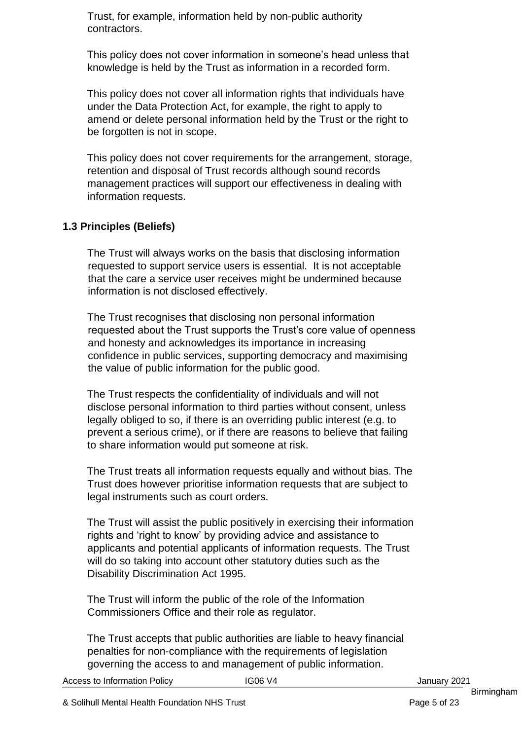Trust, for example, information held by non-public authority contractors.

This policy does not cover information in someone's head unless that knowledge is held by the Trust as information in a recorded form.

This policy does not cover all information rights that individuals have under the Data Protection Act, for example, the right to apply to amend or delete personal information held by the Trust or the right to be forgotten is not in scope.

This policy does not cover requirements for the arrangement, storage, retention and disposal of Trust records although sound records management practices will support our effectiveness in dealing with information requests.

### 1.3 Principles (Beliefs)

The Trust will always works on the basis that disclosing information requested to support service users is essential. It is not acceptable that the care a service user receives might be undermined because information is not disclosed effectively.

The Trust recognises that disclosing non personal information requested about the Trust supports the Trust's core value of openness and honesty and acknowledges its importance in increasing confidence in public services, supporting democracy and maximising the value of public information for the public good.

The Trust respects the confidentiality of individuals and will not disclose personal information to third parties without consent, unless legally obliged to so, if there is an overriding public interest (e.g. to prevent a serious crime), or if there are reasons to believe that failing to share information would put someone at risk.

The Trust treats all information requests equally and without bias. The Trust does however prioritise information requests that are subject to legal instruments such as court orders.

The Trust will assist the public positively in exercising their information rights and 'right to know' by providing advice and assistance to applicants and potential applicants of information requests. The Trust will do so taking into account other statutory duties such as the Disability Discrimination Act 1995.

The Trust will inform the public of the role of the Information Commissioners Office and their role as regulator.

The Trust accepts that public authorities are liable to heavy financial penalties for non-compliance with the requirements of legislation governing the access to and management of public information.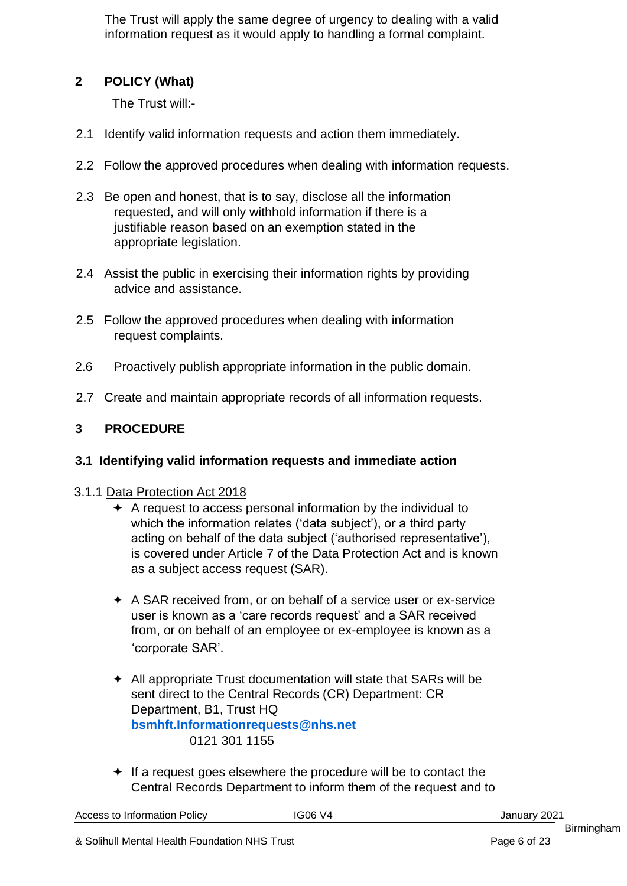The Trust will apply the same degree of urgency to dealing with a valid information request as it would apply to handling a formal complaint.

## 2 POLICY (What)

The Trust will:-

2.1 Identify valid information requests and action them immediately.

2.2 Follow the approved procedures when dealing with information requests.

2.3 Be open and honest, that is to say, disclose all the information requested, and will only withhold information if there is a justifiable reason based on an exemption stated in the appropriate legislation.

2.4 Assist the public in exercising their information rights by providing advice and assistance.

2.5 Follow the approved procedures when dealing with information request complaints.

2.6 Proactively publish appropriate information in the public domain.

2.7 Create and maintain appropriate records of all information requests.

## 3 PROCEDURE

### 3.1 Identifying valid information requests and immediate action

3.1.1 Data Protection Act 2018

- A request to access personal information by the individual to which the information relates ('data subject'), or a third party acting on behalf of the data subject ('authorised representative'), is covered under Article 7 of the Data Protection Act and is known as a subject access request (SAR).
- A SAR received from, or on behalf of a service user or ex-service user is known as a 'care records request' and a SAR received from, or on behalf of an employee or ex-employee is known as a 'corporate SAR'.
- All appropriate Trust documentation will state that SARs will be sent direct to the Central Records (CR) Department: CR Department, B1, Trust HQ
  **bsmhft.Informationrequests@nhs.net**
  0121 301 1155
- If a request goes elsewhere the procedure will be to contact the Central Records Department to inform them of the request and to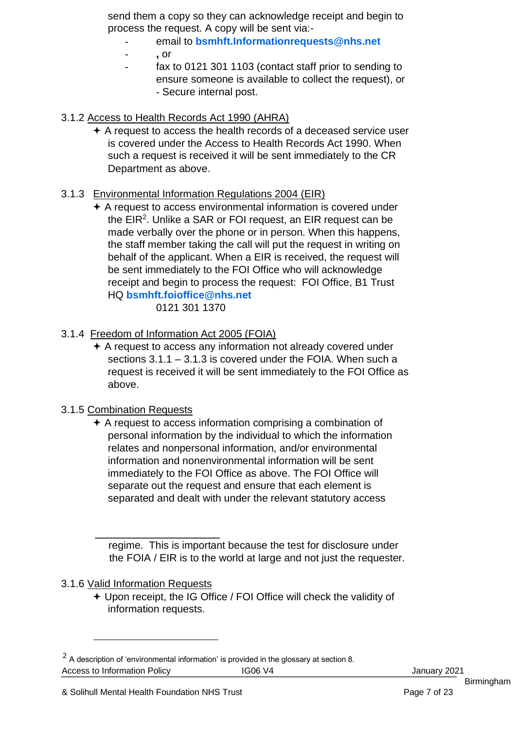send them a copy so they can acknowledge receipt and begin to process the request. A copy will be sent via:-

- email to **bsmhft.Informationrequests@nhs.net**
- **,** or
- fax to 0121 301 1103 (contact staff prior to sending to ensure someone is available to collect the request), or
  - Secure internal post.

3.1.2 Access to Health Records Act 1990 (AHRA)

- ✦ A request to access the health records of a deceased service user is covered under the Access to Health Records Act 1990. When such a request is received it will be sent immediately to the CR Department as above.

3.1.3 Environmental Information Regulations 2004 (EIR)

- ✦ A request to access environmental information is covered under the EIR[2]. Unlike a SAR or FOI request, an EIR request can be made verbally over the phone or in person. When this happens, the staff member taking the call will put the request in writing on behalf of the applicant. When a EIR is received, the request will be sent immediately to the FOI Office who will acknowledge receipt and begin to process the request: FOI Office, B1 Trust HQ **bsmhft.foioffice@nhs.net**
  0121 301 1370

3.1.4 Freedom of Information Act 2005 (FOIA)

- ✦ A request to access any information not already covered under sections 3.1.1 – 3.1.3 is covered under the FOIA. When such a request is received it will be sent immediately to the FOI Office as above.

3.1.5 Combination Requests

- ✦ A request to access information comprising a combination of personal information by the individual to which the information relates and nonpersonal information, and/or environmental information and nonenvironmental information will be sent immediately to the FOI Office as above. The FOI Office will separate out the request and ensure that each element is separated and dealt with under the relevant statutory access regime. This is important because the test for disclosure under the FOIA / EIR is to the world at large and not just the requester.

3.1.6 Valid Information Requests

- ✦ Upon receipt, the IG Office / FOI Office will check the validity of information requests.

---

[2] A description of 'environmental information' is provided in the glossary at section 8.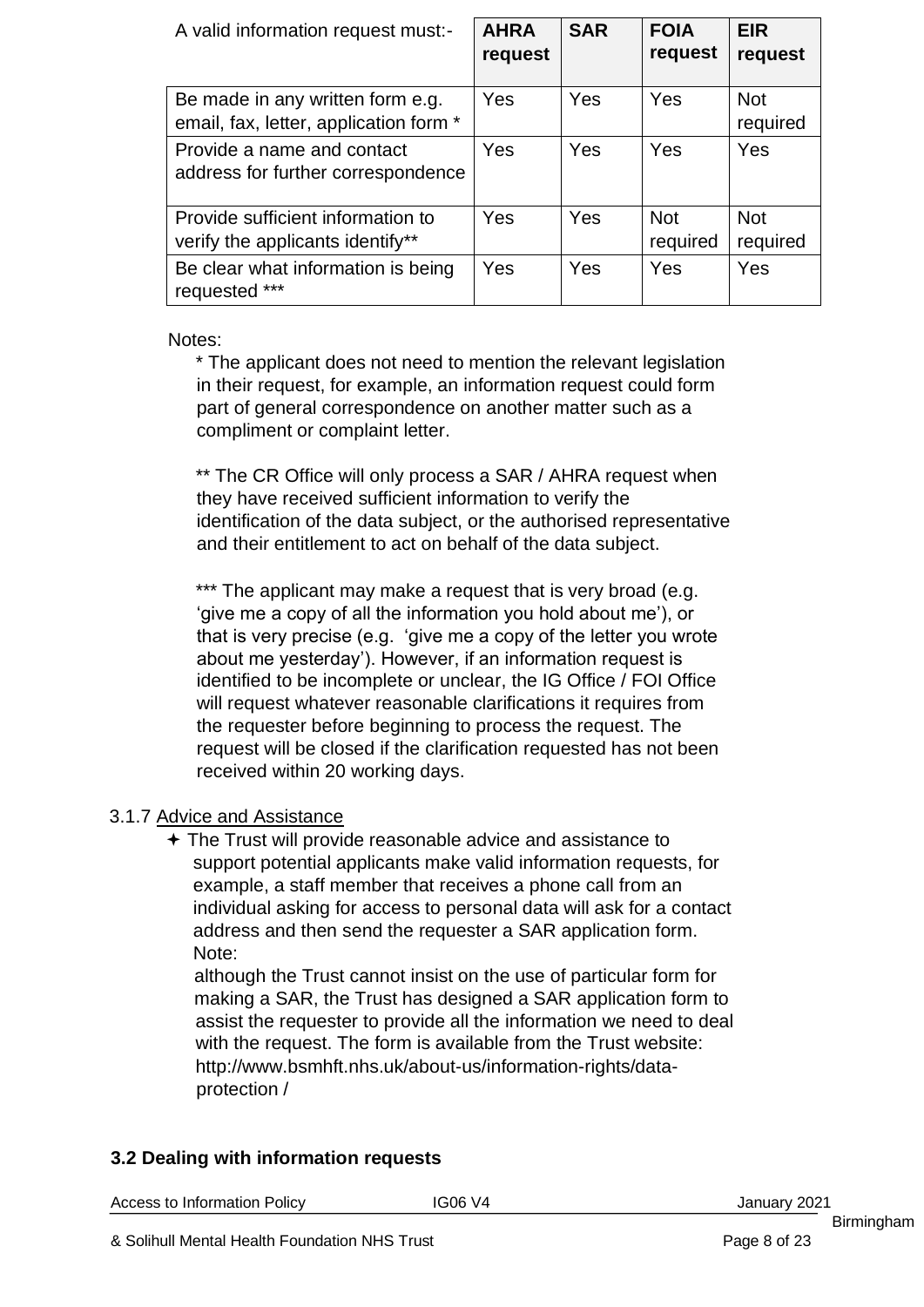| A valid information request must:- | AHRA request | SAR | FOIA request | EIR request |
|---|---|---|---|---|
| Be made in any written form e.g. email, fax, letter, application form * | Yes | Yes | Yes | Not required |
| Provide a name and contact address for further correspondence | Yes | Yes | Yes | Yes |
| Provide sufficient information to verify the applicants identify** | Yes | Yes | Not required | Not required |
| Be clear what information is being requested *** | Yes | Yes | Yes | Yes |

Notes:

* The applicant does not need to mention the relevant legislation in their request, for example, an information request could form part of general correspondence on another matter such as a compliment or complaint letter.

** The CR Office will only process a SAR / AHRA request when they have received sufficient information to verify the identification of the data subject, or the authorised representative and their entitlement to act on behalf of the data subject.

*** The applicant may make a request that is very broad (e.g. 'give me a copy of all the information you hold about me'), or that is very precise (e.g. 'give me a copy of the letter you wrote about me yesterday'). However, if an information request is identified to be incomplete or unclear, the IG Office / FOI Office will request whatever reasonable clarifications it requires from the requester before beginning to process the request. The request will be closed if the clarification requested has not been received within 20 working days.

3.1.7 Advice and Assistance

- ✦ The Trust will provide reasonable advice and assistance to support potential applicants make valid information requests, for example, a staff member that receives a phone call from an individual asking for access to personal data will ask for a contact address and then send the requester a SAR application form.
  Note:
  although the Trust cannot insist on the use of particular form for making a SAR, the Trust has designed a SAR application form to assist the requester to provide all the information we need to deal with the request. The form is available from the Trust website: http://www.bsmhft.nhs.uk/about-us/information-rights/data-protection /

### 3.2 Dealing with information requests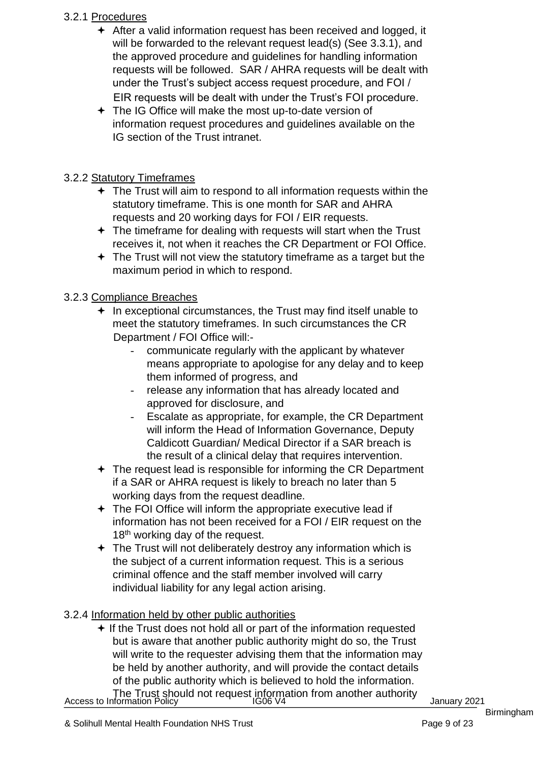3.2.1 <u>Procedures</u>

- After a valid information request has been received and logged, it will be forwarded to the relevant request lead(s) (See 3.3.1), and the approved procedure and guidelines for handling information requests will be followed. SAR / AHRA requests will be dealt with under the Trust's subject access request procedure, and FOI / EIR requests will be dealt with under the Trust's FOI procedure.
- The IG Office will make the most up-to-date version of information request procedures and guidelines available on the IG section of the Trust intranet.

3.2.2 <u>Statutory Timeframes</u>

- The Trust will aim to respond to all information requests within the statutory timeframe. This is one month for SAR and AHRA requests and 20 working days for FOI / EIR requests.
- The timeframe for dealing with requests will start when the Trust receives it, not when it reaches the CR Department or FOI Office.
- The Trust will not view the statutory timeframe as a target but the maximum period in which to respond.

3.2.3 <u>Compliance Breaches</u>

- In exceptional circumstances, the Trust may find itself unable to meet the statutory timeframes. In such circumstances the CR Department / FOI Office will:-
  - communicate regularly with the applicant by whatever means appropriate to apologise for any delay and to keep them informed of progress, and
  - release any information that has already located and approved for disclosure, and
  - Escalate as appropriate, for example, the CR Department will inform the Head of Information Governance, Deputy Caldicott Guardian/ Medical Director if a SAR breach is the result of a clinical delay that requires intervention.
- The request lead is responsible for informing the CR Department if a SAR or AHRA request is likely to breach no later than 5 working days from the request deadline.
- The FOI Office will inform the appropriate executive lead if information has not been received for a FOI / EIR request on the 18th working day of the request.
- The Trust will not deliberately destroy any information which is the subject of a current information request. This is a serious criminal offence and the staff member involved will carry individual liability for any legal action arising.

3.2.4 <u>Information held by other public authorities</u>

- If the Trust does not hold all or part of the information requested but is aware that another public authority might do so, the Trust will write to the requester advising them that the information may be held by another authority, and will provide the contact details of the public authority which is believed to hold the information. The Trust should not request information from another authority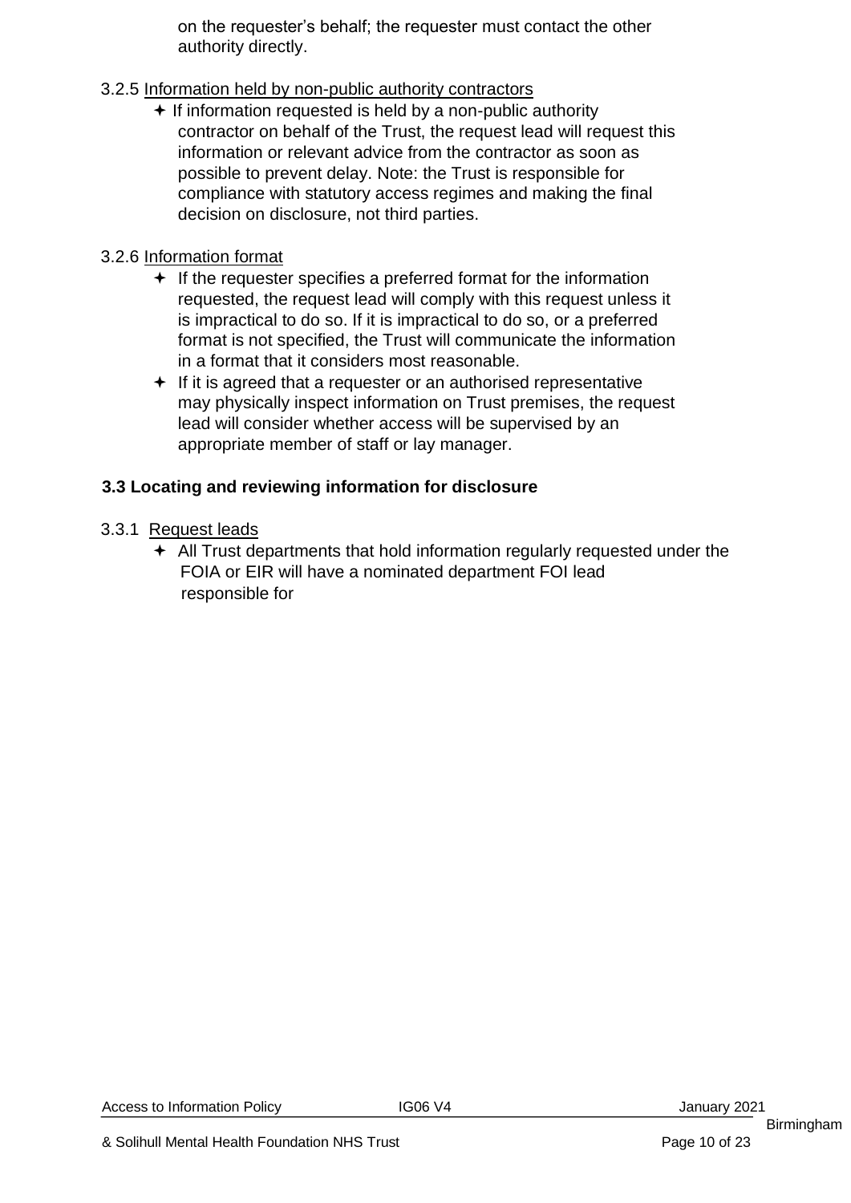on the requester's behalf; the requester must contact the other authority directly.

3.2.5 Information held by non-public authority contractors

- If information requested is held by a non-public authority contractor on behalf of the Trust, the request lead will request this information or relevant advice from the contractor as soon as possible to prevent delay. Note: the Trust is responsible for compliance with statutory access regimes and making the final decision on disclosure, not third parties.

3.2.6 Information format

- If the requester specifies a preferred format for the information requested, the request lead will comply with this request unless it is impractical to do so. If it is impractical to do so, or a preferred format is not specified, the Trust will communicate the information in a format that it considers most reasonable.
- If it is agreed that a requester or an authorised representative may physically inspect information on Trust premises, the request lead will consider whether access will be supervised by an appropriate member of staff or lay manager.

### 3.3 Locating and reviewing information for disclosure

3.3.1 Request leads

- All Trust departments that hold information regularly requested under the FOIA or EIR will have a nominated department FOI lead responsible for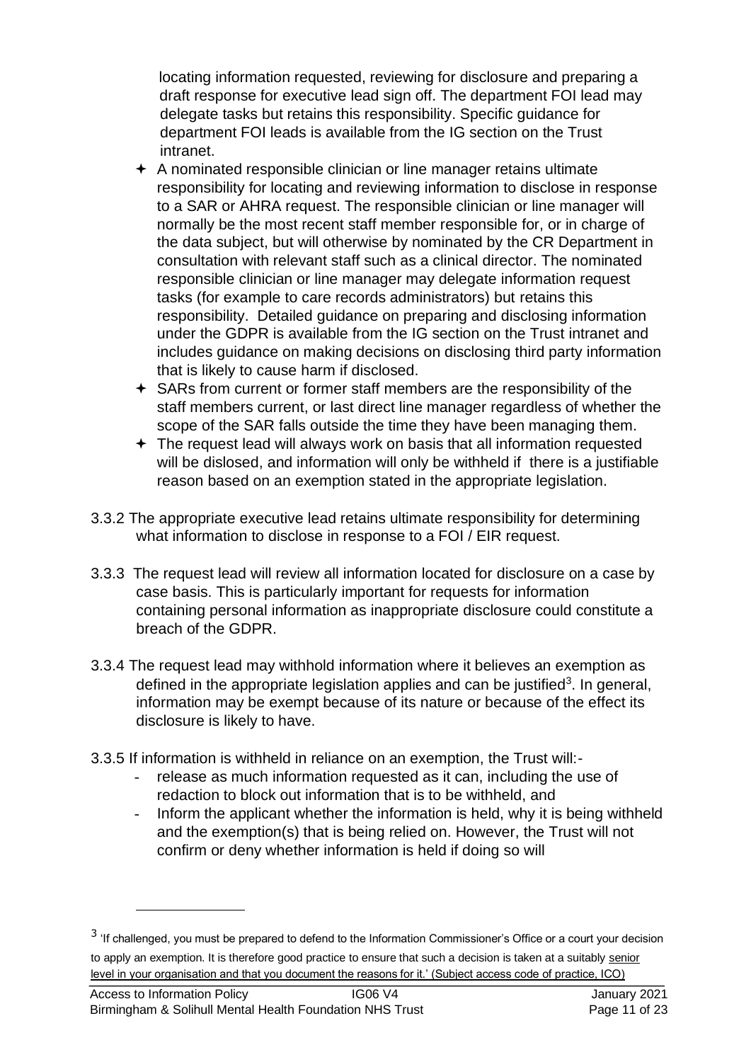locating information requested, reviewing for disclosure and preparing a draft response for executive lead sign off. The department FOI lead may delegate tasks but retains this responsibility. Specific guidance for department FOI leads is available from the IG section on the Trust intranet.

- A nominated responsible clinician or line manager retains ultimate responsibility for locating and reviewing information to disclose in response to a SAR or AHRA request. The responsible clinician or line manager will normally be the most recent staff member responsible for, or in charge of the data subject, but will otherwise by nominated by the CR Department in consultation with relevant staff such as a clinical director. The nominated responsible clinician or line manager may delegate information request tasks (for example to care records administrators) but retains this responsibility. Detailed guidance on preparing and disclosing information under the GDPR is available from the IG section on the Trust intranet and includes guidance on making decisions on disclosing third party information that is likely to cause harm if disclosed.
- SARs from current or former staff members are the responsibility of the staff members current, or last direct line manager regardless of whether the scope of the SAR falls outside the time they have been managing them.
- The request lead will always work on basis that all information requested will be dislosed, and information will only be withheld if there is a justifiable reason based on an exemption stated in the appropriate legislation.

3.3.2 The appropriate executive lead retains ultimate responsibility for determining what information to disclose in response to a FOI / EIR request.

3.3.3 The request lead will review all information located for disclosure on a case by case basis. This is particularly important for requests for information containing personal information as inappropriate disclosure could constitute a breach of the GDPR.

3.3.4 The request lead may withhold information where it believes an exemption as defined in the appropriate legislation applies and can be justified[3]. In general, information may be exempt because of its nature or because of the effect its disclosure is likely to have.

3.3.5 If information is withheld in reliance on an exemption, the Trust will:-

- release as much information requested as it can, including the use of redaction to block out information that is to be withheld, and
- Inform the applicant whether the information is held, why it is being withheld and the exemption(s) that is being relied on. However, the Trust will not confirm or deny whether information is held if doing so will

---

[3] 'If challenged, you must be prepared to defend to the Information Commissioner's Office or a court your decision to apply an exemption. It is therefore good practice to ensure that such a decision is taken at a suitably senior level in your organisation and that you document the reasons for it.' (Subject access code of practice, ICO)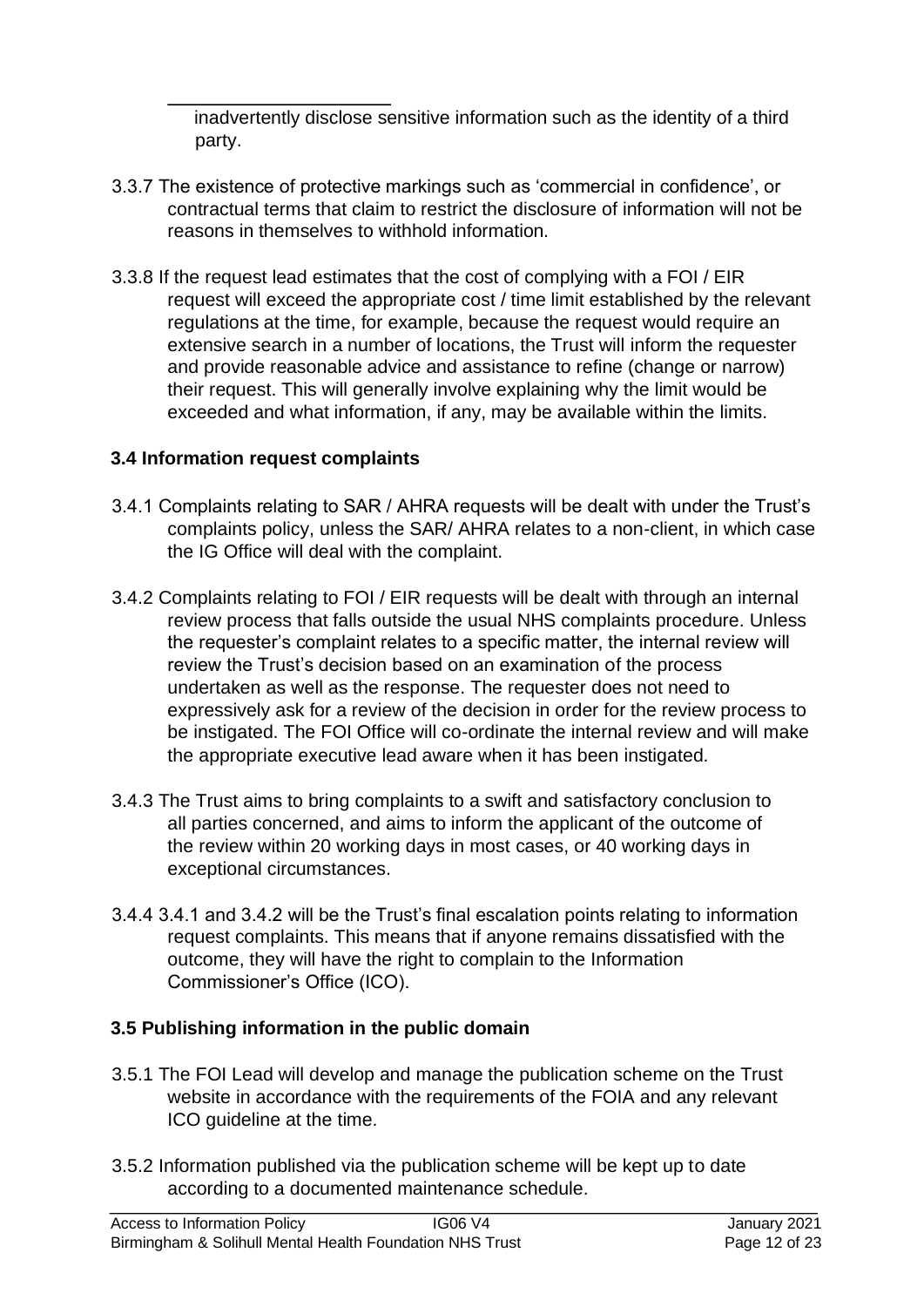inadvertently disclose sensitive information such as the identity of a third party.

3.3.7 The existence of protective markings such as 'commercial in confidence', or contractual terms that claim to restrict the disclosure of information will not be reasons in themselves to withhold information.

3.3.8 If the request lead estimates that the cost of complying with a FOI / EIR request will exceed the appropriate cost / time limit established by the relevant regulations at the time, for example, because the request would require an extensive search in a number of locations, the Trust will inform the requester and provide reasonable advice and assistance to refine (change or narrow) their request. This will generally involve explaining why the limit would be exceeded and what information, if any, may be available within the limits.

### 3.4 Information request complaints

3.4.1 Complaints relating to SAR / AHRA requests will be dealt with under the Trust's complaints policy, unless the SAR/ AHRA relates to a non-client, in which case the IG Office will deal with the complaint.

3.4.2 Complaints relating to FOI / EIR requests will be dealt with through an internal review process that falls outside the usual NHS complaints procedure. Unless the requester's complaint relates to a specific matter, the internal review will review the Trust's decision based on an examination of the process undertaken as well as the response. The requester does not need to expressively ask for a review of the decision in order for the review process to be instigated. The FOI Office will co-ordinate the internal review and will make the appropriate executive lead aware when it has been instigated.

3.4.3 The Trust aims to bring complaints to a swift and satisfactory conclusion to all parties concerned, and aims to inform the applicant of the outcome of the review within 20 working days in most cases, or 40 working days in exceptional circumstances.

3.4.4 3.4.1 and 3.4.2 will be the Trust's final escalation points relating to information request complaints. This means that if anyone remains dissatisfied with the outcome, they will have the right to complain to the Information Commissioner's Office (ICO).

### 3.5 Publishing information in the public domain

3.5.1 The FOI Lead will develop and manage the publication scheme on the Trust website in accordance with the requirements of the FOIA and any relevant ICO guideline at the time.

3.5.2 Information published via the publication scheme will be kept up to date according to a documented maintenance schedule.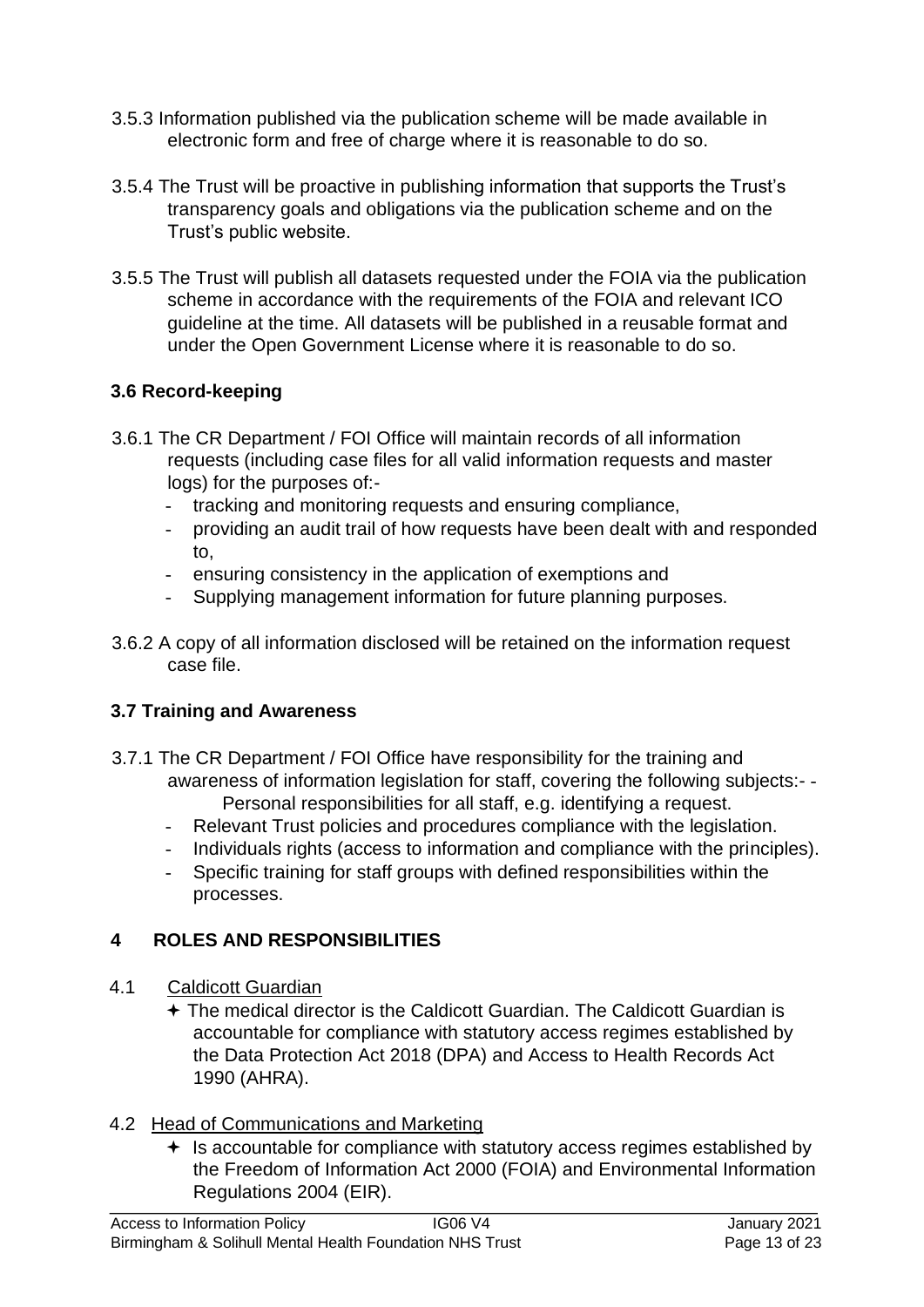3.5.3 Information published via the publication scheme will be made available in electronic form and free of charge where it is reasonable to do so.

3.5.4 The Trust will be proactive in publishing information that supports the Trust's transparency goals and obligations via the publication scheme and on the Trust's public website.

3.5.5 The Trust will publish all datasets requested under the FOIA via the publication scheme in accordance with the requirements of the FOIA and relevant ICO guideline at the time. All datasets will be published in a reusable format and under the Open Government License where it is reasonable to do so.

### 3.6 Record-keeping

3.6.1 The CR Department / FOI Office will maintain records of all information requests (including case files for all valid information requests and master logs) for the purposes of:-

- tracking and monitoring requests and ensuring compliance,
- providing an audit trail of how requests have been dealt with and responded to,
- ensuring consistency in the application of exemptions and
- Supplying management information for future planning purposes.

3.6.2 A copy of all information disclosed will be retained on the information request case file.

### 3.7 Training and Awareness

3.7.1 The CR Department / FOI Office have responsibility for the training and awareness of information legislation for staff, covering the following subjects:-

- Personal responsibilities for all staff, e.g. identifying a request.
- Relevant Trust policies and procedures compliance with the legislation.
- Individuals rights (access to information and compliance with the principles).
- Specific training for staff groups with defined responsibilities within the processes.

## 4 ROLES AND RESPONSIBILITIES

4.1 Caldicott Guardian

- The medical director is the Caldicott Guardian. The Caldicott Guardian is accountable for compliance with statutory access regimes established by the Data Protection Act 2018 (DPA) and Access to Health Records Act 1990 (AHRA).

4.2 Head of Communications and Marketing

- Is accountable for compliance with statutory access regimes established by the Freedom of Information Act 2000 (FOIA) and Environmental Information Regulations 2004 (EIR).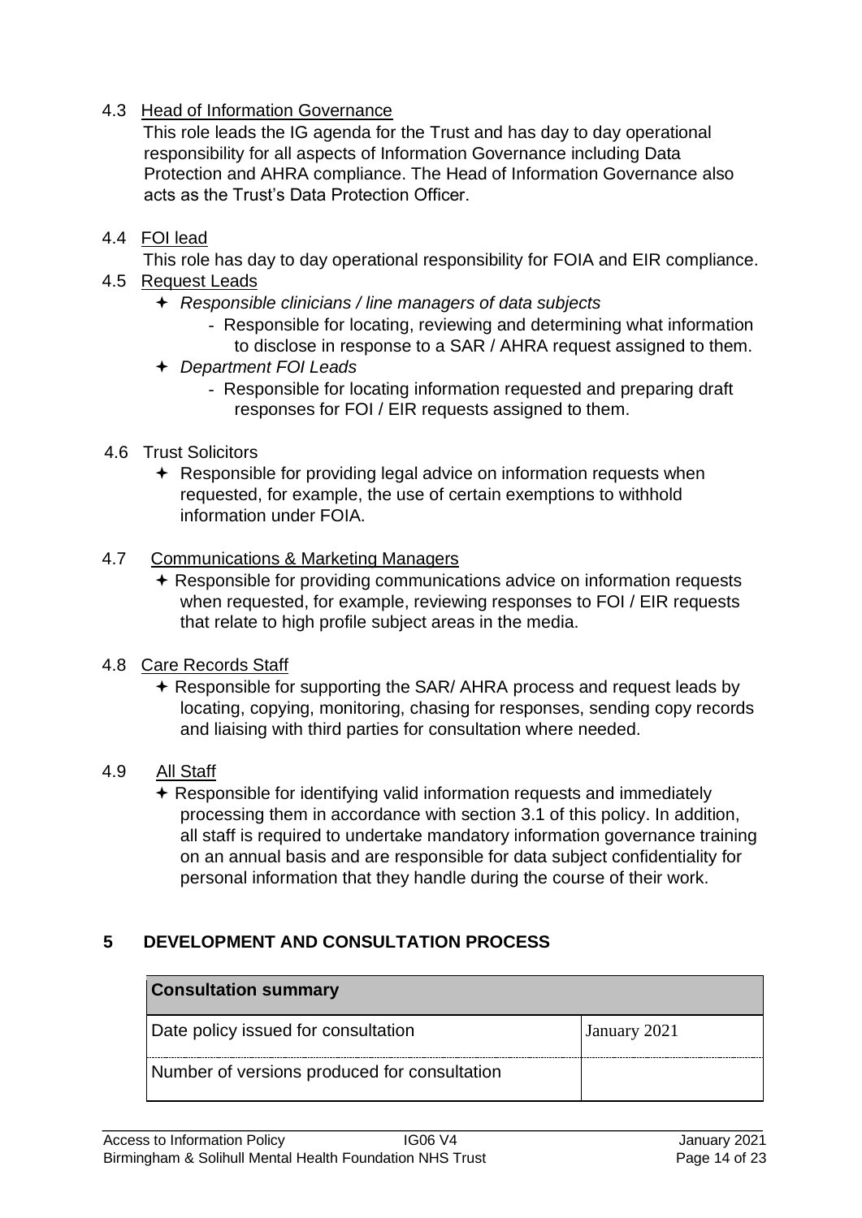4.3 Head of Information Governance

This role leads the IG agenda for the Trust and has day to day operational responsibility for all aspects of Information Governance including Data Protection and AHRA compliance. The Head of Information Governance also acts as the Trust's Data Protection Officer.

4.4 FOI lead

This role has day to day operational responsibility for FOIA and EIR compliance.

4.5 Request Leads

- *Responsible clinicians / line managers of data subjects*
  - Responsible for locating, reviewing and determining what information to disclose in response to a SAR / AHRA request assigned to them.
- *Department FOI Leads*
  - Responsible for locating information requested and preparing draft responses for FOI / EIR requests assigned to them.

4.6 Trust Solicitors

- Responsible for providing legal advice on information requests when requested, for example, the use of certain exemptions to withhold information under FOIA.

4.7 Communications & Marketing Managers

- Responsible for providing communications advice on information requests when requested, for example, reviewing responses to FOI / EIR requests that relate to high profile subject areas in the media.

4.8 Care Records Staff

- Responsible for supporting the SAR/ AHRA process and request leads by locating, copying, monitoring, chasing for responses, sending copy records and liaising with third parties for consultation where needed.

4.9 All Staff

- Responsible for identifying valid information requests and immediately processing them in accordance with section 3.1 of this policy. In addition, all staff is required to undertake mandatory information governance training on an annual basis and are responsible for data subject confidentiality for personal information that they handle during the course of their work.

## 5 DEVELOPMENT AND CONSULTATION PROCESS

| Consultation summary | |
|---|---|
| Date policy issued for consultation | January 2021 |
| Number of versions produced for consultation | |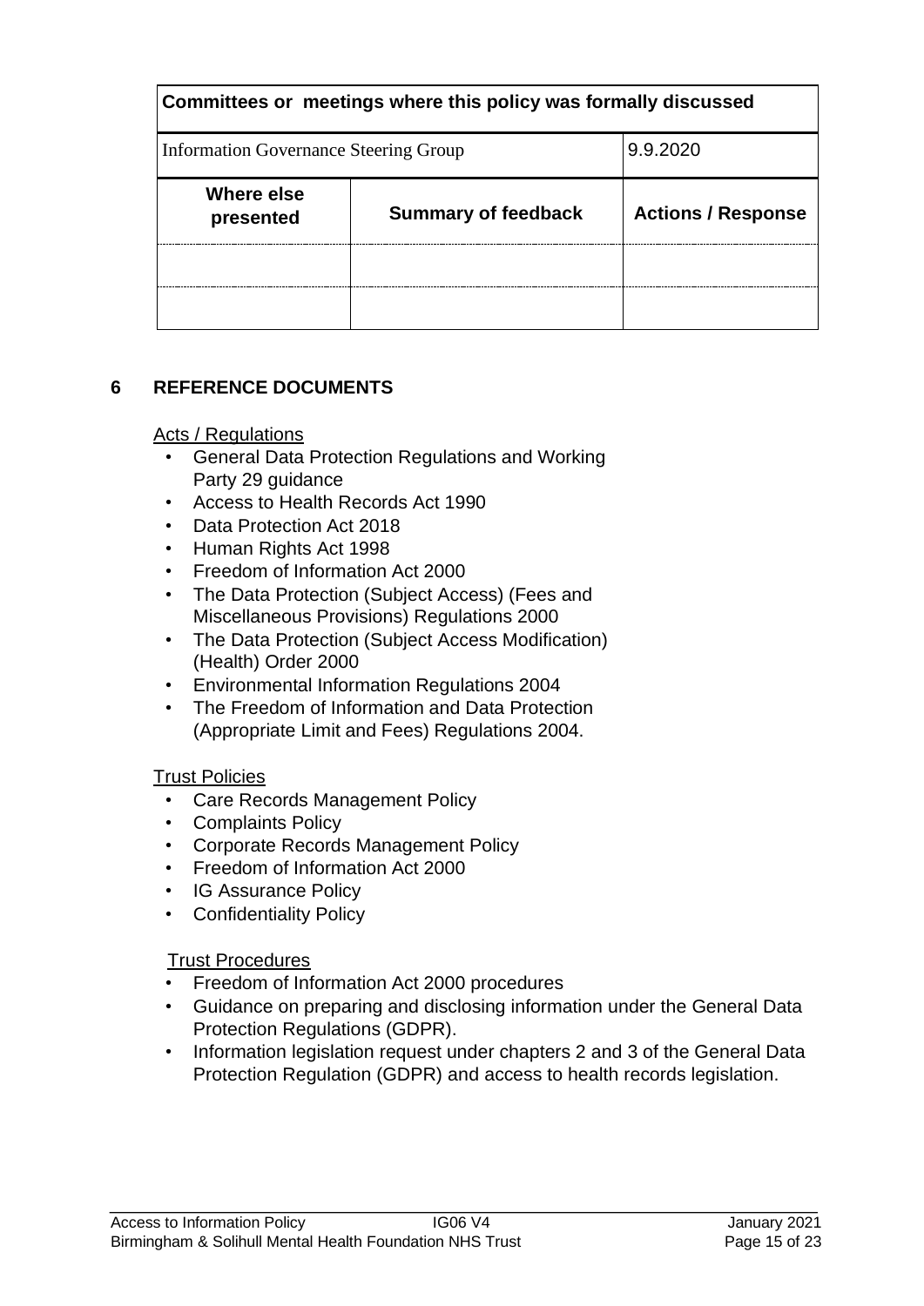| Committees or meetings where this policy was formally discussed | | |
|---|---|---|
| Information Governance Steering Group | | 9.9.2020 |
| **Where else presented** | **Summary of feedback** | **Actions / Response** |
| | | |
| | | |

## 6 REFERENCE DOCUMENTS

Acts / Regulations

- General Data Protection Regulations and Working Party 29 guidance
- Access to Health Records Act 1990
- Data Protection Act 2018
- Human Rights Act 1998
- Freedom of Information Act 2000
- The Data Protection (Subject Access) (Fees and Miscellaneous Provisions) Regulations 2000
- The Data Protection (Subject Access Modification) (Health) Order 2000
- Environmental Information Regulations 2004
- The Freedom of Information and Data Protection (Appropriate Limit and Fees) Regulations 2004.

Trust Policies

- Care Records Management Policy
- Complaints Policy
- Corporate Records Management Policy
- Freedom of Information Act 2000
- IG Assurance Policy
- Confidentiality Policy

Trust Procedures

- Freedom of Information Act 2000 procedures
- Guidance on preparing and disclosing information under the General Data Protection Regulations (GDPR).
- Information legislation request under chapters 2 and 3 of the General Data Protection Regulation (GDPR) and access to health records legislation.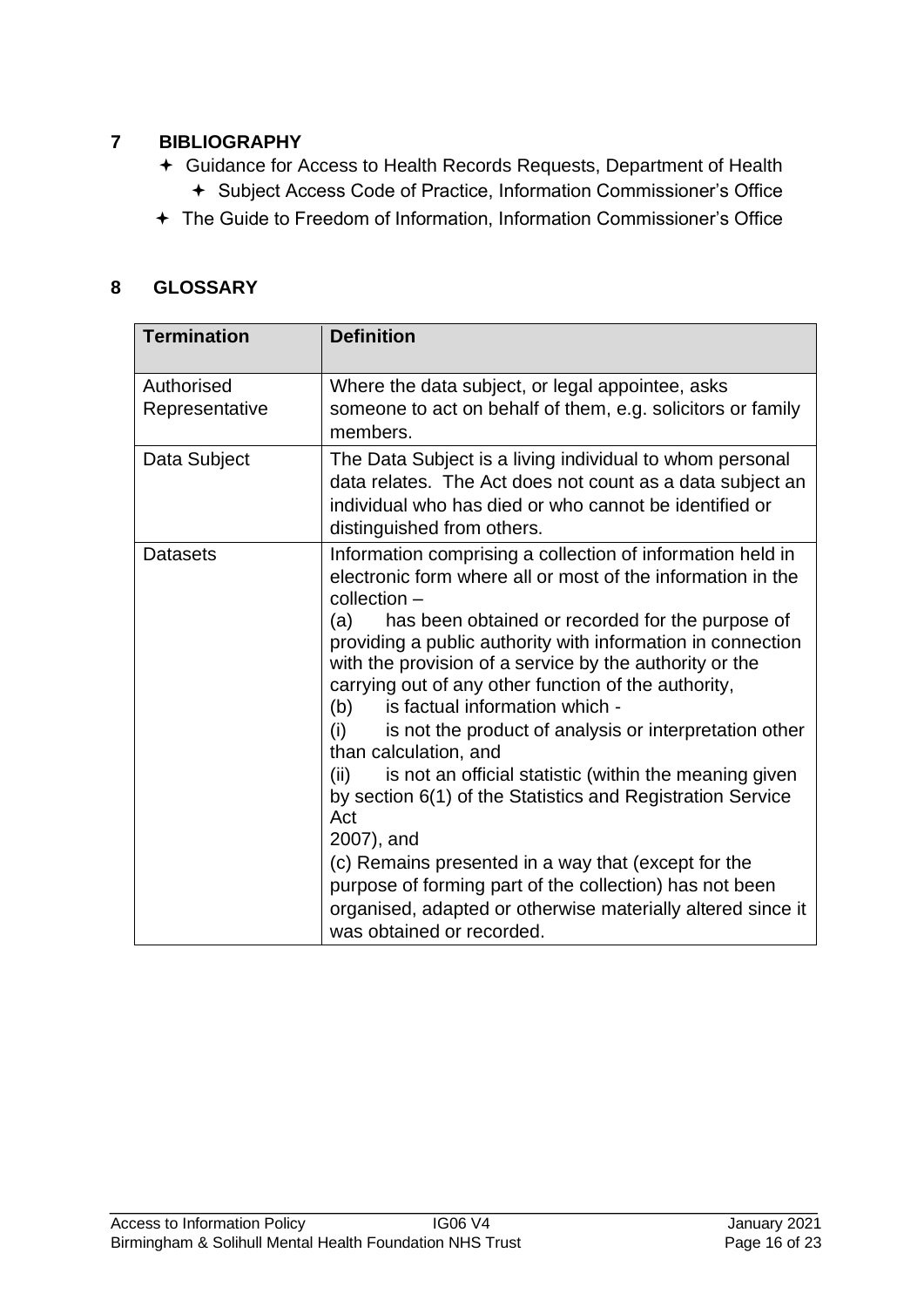## 7 BIBLIOGRAPHY

- Guidance for Access to Health Records Requests, Department of Health
- Subject Access Code of Practice, Information Commissioner's Office
- The Guide to Freedom of Information, Information Commissioner's Office

## 8 GLOSSARY

| Termination | Definition |
|---|---|
| Authorised Representative | Where the data subject, or legal appointee, asks someone to act on behalf of them, e.g. solicitors or family members. |
| Data Subject | The Data Subject is a living individual to whom personal data relates. The Act does not count as a data subject an individual who has died or who cannot be identified or distinguished from others. |
| Datasets | Information comprising a collection of information held in electronic form where all or most of the information in the collection – <br>(a) has been obtained or recorded for the purpose of providing a public authority with information in connection with the provision of a service by the authority or the carrying out of any other function of the authority, <br>(b) is factual information which - <br>(i) is not the product of analysis or interpretation other than calculation, and <br>(ii) is not an official statistic (within the meaning given by section 6(1) of the Statistics and Registration Service Act 2007), and <br>(c) Remains presented in a way that (except for the purpose of forming part of the collection) has not been organised, adapted or otherwise materially altered since it was obtained or recorded. |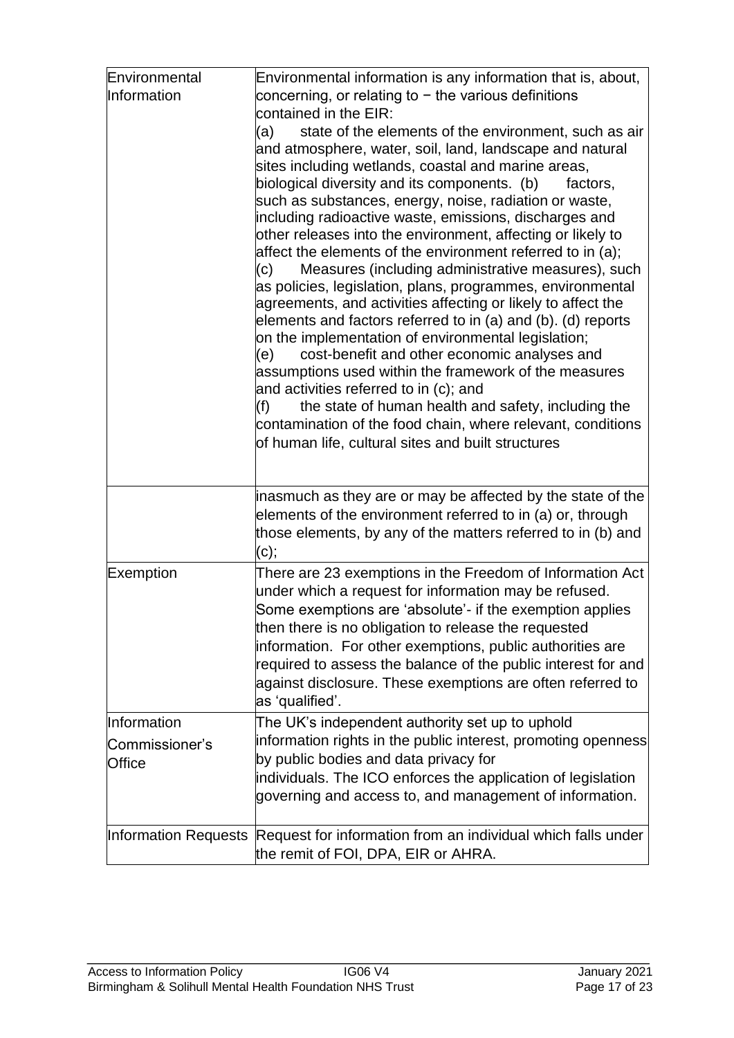| | |
|---|---|
| Environmental Information | Environmental information is any information that is, about, concerning, or relating to − the various definitions contained in the EIR:<br>(a) state of the elements of the environment, such as air and atmosphere, water, soil, land, landscape and natural sites including wetlands, coastal and marine areas, biological diversity and its components. (b) factors, such as substances, energy, noise, radiation or waste, including radioactive waste, emissions, discharges and other releases into the environment, affecting or likely to affect the elements of the environment referred to in (a);<br>(c) Measures (including administrative measures), such as policies, legislation, plans, programmes, environmental agreements, and activities affecting or likely to affect the elements and factors referred to in (a) and (b). (d) reports on the implementation of environmental legislation;<br>(e) cost-benefit and other economic analyses and assumptions used within the framework of the measures and activities referred to in (c); and<br>(f) the state of human health and safety, including the contamination of the food chain, where relevant, conditions of human life, cultural sites and built structures |
| | inasmuch as they are or may be affected by the state of the elements of the environment referred to in (a) or, through those elements, by any of the matters referred to in (b) and (c); |
| Exemption | There are 23 exemptions in the Freedom of Information Act under which a request for information may be refused. Some exemptions are 'absolute'- if the exemption applies then there is no obligation to release the requested information. For other exemptions, public authorities are required to assess the balance of the public interest for and against disclosure. These exemptions are often referred to as 'qualified'. |
| Information Commissioner's Office | The UK's independent authority set up to uphold information rights in the public interest, promoting openness by public bodies and data privacy for individuals. The ICO enforces the application of legislation governing and access to, and management of information. |
| Information Requests | Request for information from an individual which falls under the remit of FOI, DPA, EIR or AHRA. |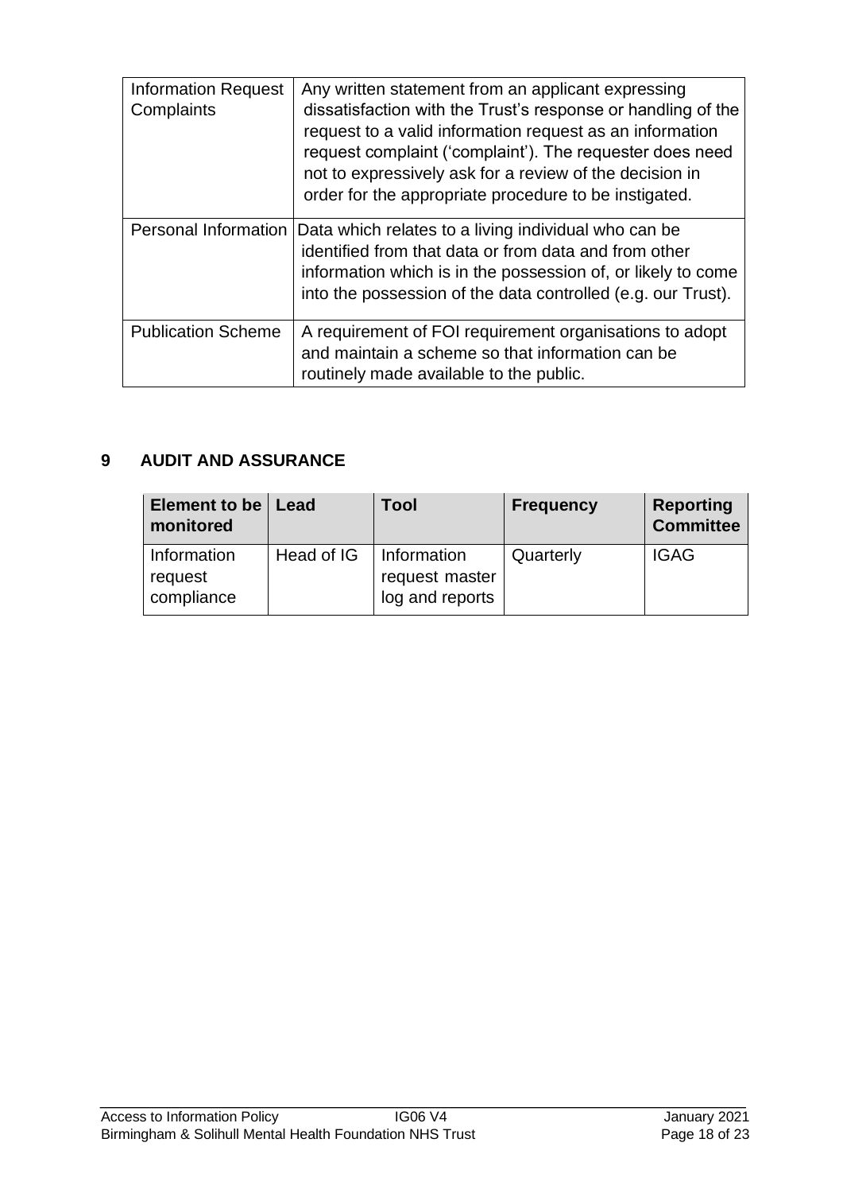| Information Request Complaints | Any written statement from an applicant expressing dissatisfaction with the Trust's response or handling of the request to a valid information request as an information request complaint ('complaint'). The requester does need not to expressively ask for a review of the decision in order for the appropriate procedure to be instigated. |
|---|---|
| Personal Information | Data which relates to a living individual who can be identified from that data or from data and from other information which is in the possession of, or likely to come into the possession of the data controlled (e.g. our Trust). |
| Publication Scheme | A requirement of FOI requirement organisations to adopt and maintain a scheme so that information can be routinely made available to the public. |

## 9 AUDIT AND ASSURANCE

| Element to be monitored | Lead | Tool | Frequency | Reporting Committee |
|---|---|---|---|---|
| Information request compliance | Head of IG | Information request master log and reports | Quarterly | IGAG |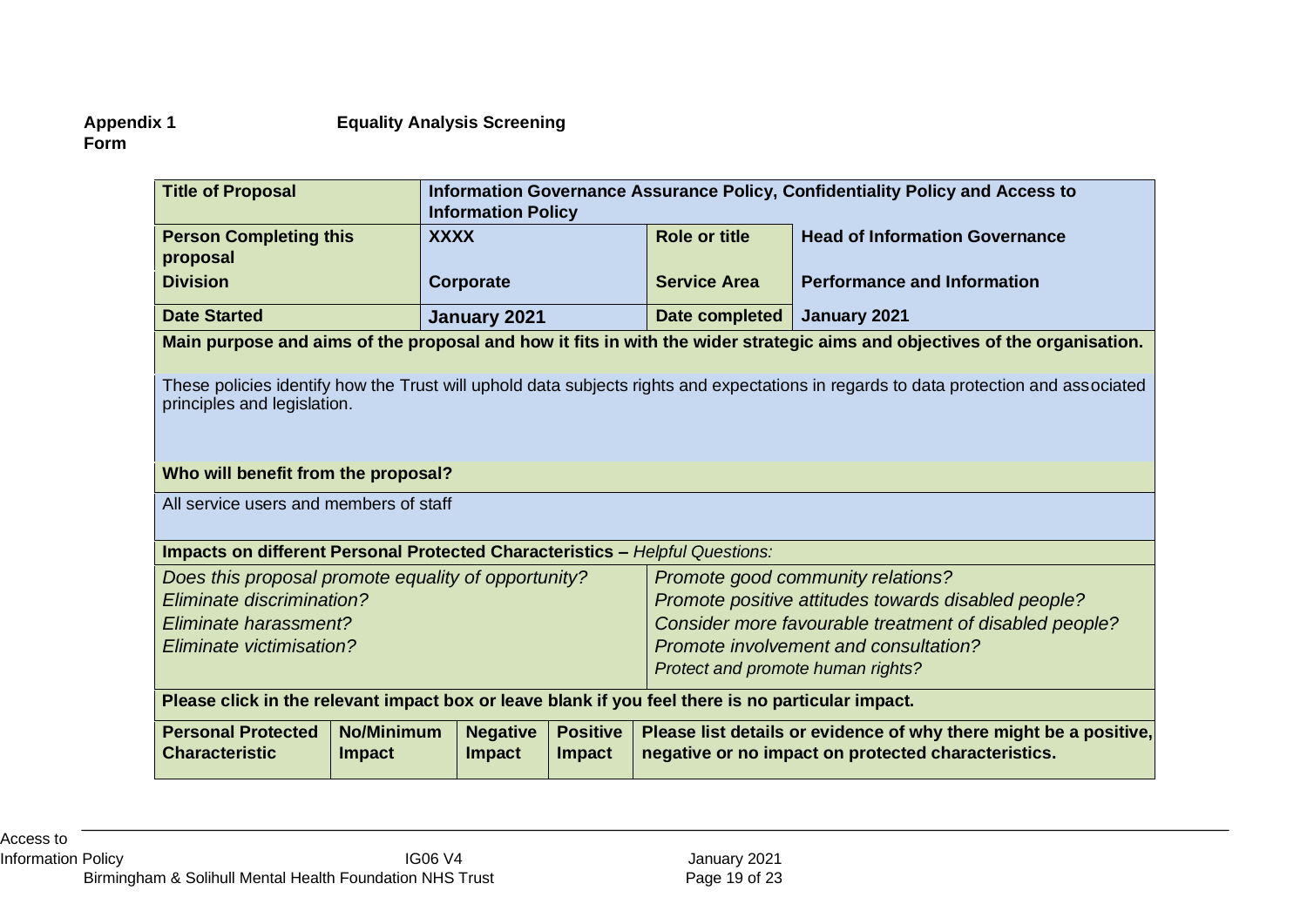**Appendix 1** **Equality Analysis Screening Form**

| Title of Proposal | Information Governance Assurance Policy, Confidentiality Policy and Access to Information Policy | | |
|---|---|---|---|
| Person Completing this proposal | XXXX | Role or title | Head of Information Governance |
| Division | Corporate | Service Area | Performance and Information |
| Date Started | January 2021 | Date completed | January 2021 |

**Main purpose and aims of the proposal and how it fits in with the wider strategic aims and objectives of the organisation.**

These policies identify how the Trust will uphold data subjects rights and expectations in regards to data protection and associated principles and legislation.

**Who will benefit from the proposal?**

All service users and members of staff

**Impacts on different Personal Protected Characteristics –** *Helpful Questions:*

| | |
|---|---|
| *Does this proposal promote equality of opportunity?* | *Promote good community relations?* |
| *Eliminate discrimination?* | *Promote positive attitudes towards disabled people?* |
| *Eliminate harassment?* | *Consider more favourable treatment of disabled people?* |
| *Eliminate victimisation?* | *Promote involvement and consultation?* |
| | *Protect and promote human rights?* |

**Please click in the relevant impact box or leave blank if you feel there is no particular impact.**

| Personal Protected Characteristic | No/Minimum Impact | Negative Impact | Positive Impact | Please list details or evidence of why there might be a positive, negative or no impact on protected characteristics. |
|---|---|---|---|---|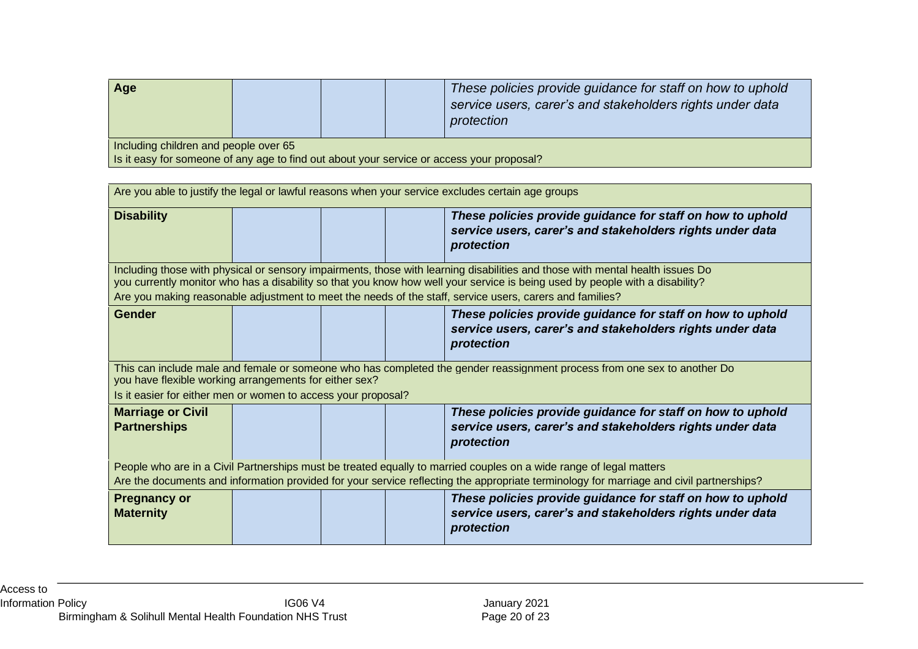| Age | | | | *These policies provide guidance for staff on how to uphold service users, carer's and stakeholders rights under data protection* |
|---|---|---|---|---|
| Including children and people over 65<br>Is it easy for someone of any age to find out about your service or access your proposal? | | | | |
| Are you able to justify the legal or lawful reasons when your service excludes certain age groups | | | | |
| **Disability** | | | | ***These policies provide guidance for staff on how to uphold service users, carer's and stakeholders rights under data protection*** |
| Including those with physical or sensory impairments, those with learning disabilities and those with mental health issues Do you currently monitor who has a disability so that you know how well your service is being used by people with a disability?<br>Are you making reasonable adjustment to meet the needs of the staff, service users, carers and families? | | | | |
| **Gender** | | | | ***These policies provide guidance for staff on how to uphold service users, carer's and stakeholders rights under data protection*** |
| This can include male and female or someone who has completed the gender reassignment process from one sex to another Do you have flexible working arrangements for either sex?<br>Is it easier for either men or women to access your proposal? | | | | |
| **Marriage or Civil Partnerships** | | | | ***These policies provide guidance for staff on how to uphold service users, carer's and stakeholders rights under data protection*** |
| People who are in a Civil Partnerships must be treated equally to married couples on a wide range of legal matters<br>Are the documents and information provided for your service reflecting the appropriate terminology for marriage and civil partnerships? | | | | |
| **Pregnancy or Maternity** | | | | ***These policies provide guidance for staff on how to uphold service users, carer's and stakeholders rights under data protection*** |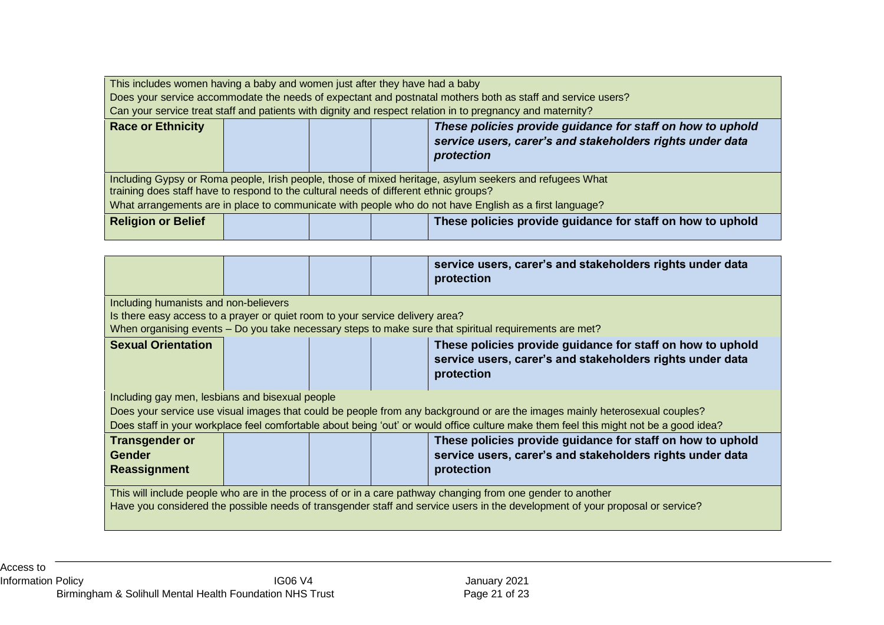| | | | | |
|---|---|---|---|---|
| This includes women having a baby and women just after they have had a baby<br>Does your service accommodate the needs of expectant and postnatal mothers both as staff and service users?<br>Can your service treat staff and patients with dignity and respect relation in to pregnancy and maternity? | | | | |
| **Race or Ethnicity** | | | | ***These policies provide guidance for staff on how to uphold service users, carer's and stakeholders rights under data protection*** |
| Including Gypsy or Roma people, Irish people, those of mixed heritage, asylum seekers and refugees What training does staff have to respond to the cultural needs of different ethnic groups?<br>What arrangements are in place to communicate with people who do not have English as a first language? | | | | |
| **Religion or Belief** | | | | **These policies provide guidance for staff on how to uphold service users, carer's and stakeholders rights under data protection** |
| Including humanists and non-believers<br>Is there easy access to a prayer or quiet room to your service delivery area?<br>When organising events – Do you take necessary steps to make sure that spiritual requirements are met? | | | | |
| **Sexual Orientation** | | | | **These policies provide guidance for staff on how to uphold service users, carer's and stakeholders rights under data protection** |
| Including gay men, lesbians and bisexual people<br>Does your service use visual images that could be people from any background or are the images mainly heterosexual couples?<br>Does staff in your workplace feel comfortable about being 'out' or would office culture make them feel this might not be a good idea? | | | | |
| **Transgender or Gender Reassignment** | | | | **These policies provide guidance for staff on how to uphold service users, carer's and stakeholders rights under data protection** |
| This will include people who are in the process of or in a care pathway changing from one gender to another<br>Have you considered the possible needs of transgender staff and service users in the development of your proposal or service? | | | | |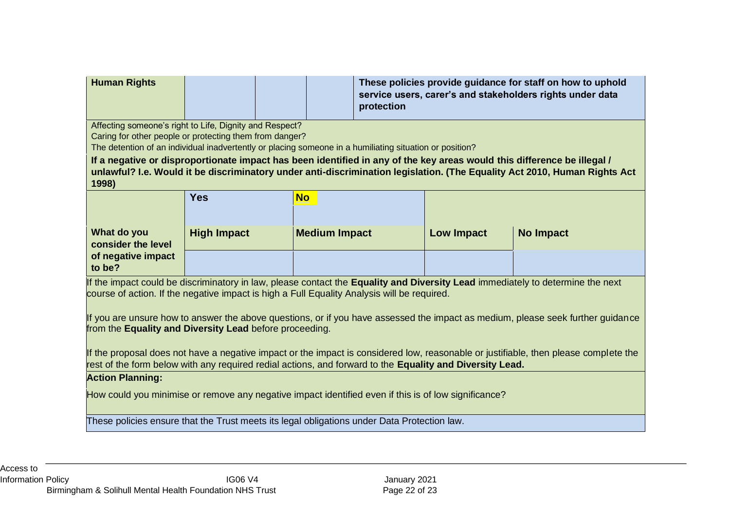| **Human Rights** | | | | **These policies provide guidance for staff on how to uphold service users, carer's and stakeholders rights under data protection** |
|---|---|---|---|---|

Affecting someone's right to Life, Dignity and Respect?
Caring for other people or protecting them from danger?
The detention of an individual inadvertently or placing someone in a humiliating situation or position?

**If a negative or disproportionate impact has been identified in any of the key areas would this difference be illegal / unlawful? I.e. Would it be discriminatory under anti-discrimination legislation. (The Equality Act 2010, Human Rights Act 1998)**

| | **Yes** | **No** | | |
|---|---|---|---|---|
| **What do you consider the level of negative impact to be?** | **High Impact** | **Medium Impact** | **Low Impact** | **No Impact** |
| | | | | |

If the impact could be discriminatory in law, please contact the **Equality and Diversity Lead** immediately to determine the next course of action. If the negative impact is high a Full Equality Analysis will be required.

If you are unsure how to answer the above questions, or if you have assessed the impact as medium, please seek further guidance from the **Equality and Diversity Lead** before proceeding.

If the proposal does not have a negative impact or the impact is considered low, reasonable or justifiable, then please complete the rest of the form below with any required redial actions, and forward to the **Equality and Diversity Lead.**

**Action Planning:**

How could you minimise or remove any negative impact identified even if this is of low significance?

These policies ensure that the Trust meets its legal obligations under Data Protection law.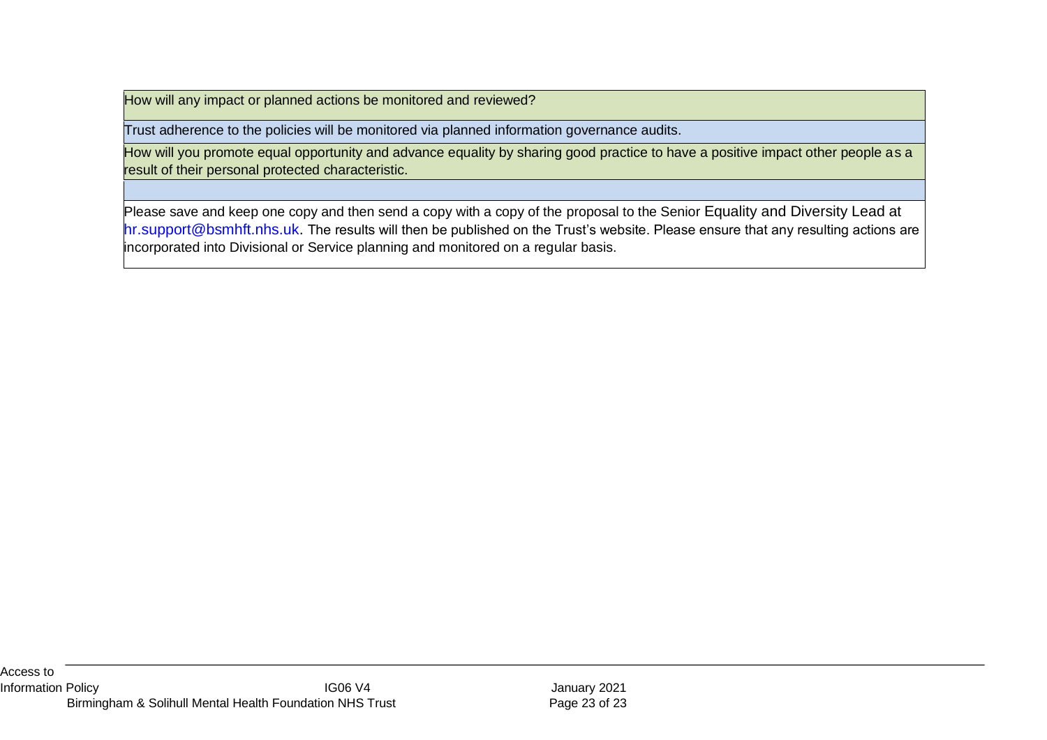| |
|---|
| How will any impact or planned actions be monitored and reviewed? |
| Trust adherence to the policies will be monitored via planned information governance audits. |
| How will you promote equal opportunity and advance equality by sharing good practice to have a positive impact other people as a result of their personal protected characteristic. |
| |
| Please save and keep one copy and then send a copy with a copy of the proposal to the Senior Equality and Diversity Lead at hr.support@bsmhft.nhs.uk. The results will then be published on the Trust's website. Please ensure that any resulting actions are incorporated into Divisional or Service planning and monitored on a regular basis. |